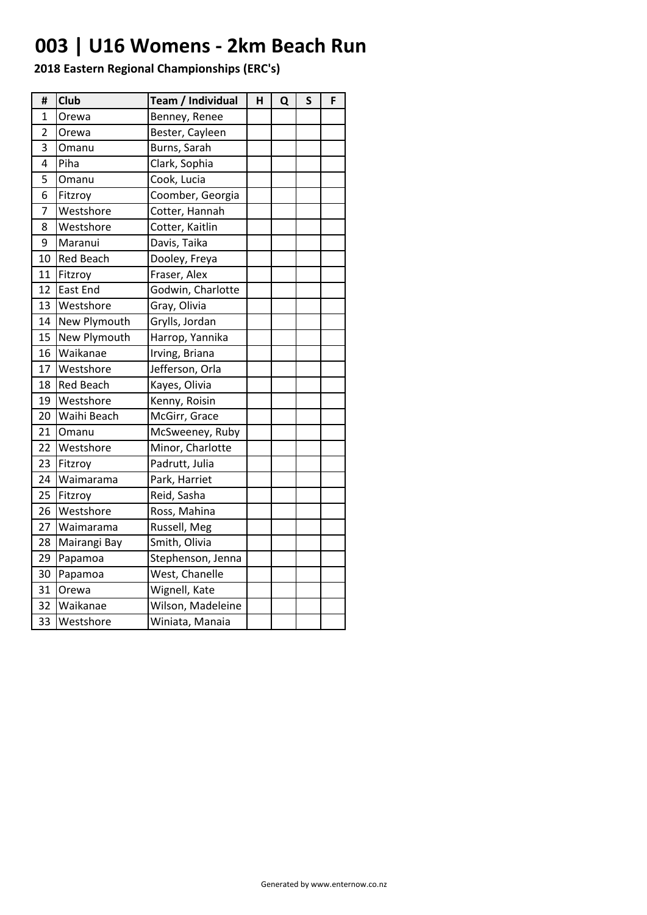# 003 | U16 Womens - 2km Beach Run

**2018 Eastern Regional Championships (ERC's)**

| # | Club | Team / Individual | H | Q | S | F |
|---|---|---|---|---|---|---|
| 1 | Orewa | Benney, Renee | | | | |
| 2 | Orewa | Bester, Cayleen | | | | |
| 3 | Omanu | Burns, Sarah | | | | |
| 4 | Piha | Clark, Sophia | | | | |
| 5 | Omanu | Cook, Lucia | | | | |
| 6 | Fitzroy | Coomber, Georgia | | | | |
| 7 | Westshore | Cotter, Hannah | | | | |
| 8 | Westshore | Cotter, Kaitlin | | | | |
| 9 | Maranui | Davis, Taika | | | | |
| 10 | Red Beach | Dooley, Freya | | | | |
| 11 | Fitzroy | Fraser, Alex | | | | |
| 12 | East End | Godwin, Charlotte | | | | |
| 13 | Westshore | Gray, Olivia | | | | |
| 14 | New Plymouth | Grylls, Jordan | | | | |
| 15 | New Plymouth | Harrop, Yannika | | | | |
| 16 | Waikanae | Irving, Briana | | | | |
| 17 | Westshore | Jefferson, Orla | | | | |
| 18 | Red Beach | Kayes, Olivia | | | | |
| 19 | Westshore | Kenny, Roisin | | | | |
| 20 | Waihi Beach | McGirr, Grace | | | | |
| 21 | Omanu | McSweeney, Ruby | | | | |
| 22 | Westshore | Minor, Charlotte | | | | |
| 23 | Fitzroy | Padrutt, Julia | | | | |
| 24 | Waimarama | Park, Harriet | | | | |
| 25 | Fitzroy | Reid, Sasha | | | | |
| 26 | Westshore | Ross, Mahina | | | | |
| 27 | Waimarama | Russell, Meg | | | | |
| 28 | Mairangi Bay | Smith, Olivia | | | | |
| 29 | Papamoa | Stephenson, Jenna | | | | |
| 30 | Papamoa | West, Chanelle | | | | |
| 31 | Orewa | Wignell, Kate | | | | |
| 32 | Waikanae | Wilson, Madeleine | | | | |
| 33 | Westshore | Winiata, Manaia | | | | |

Generated by www.enternow.co.nz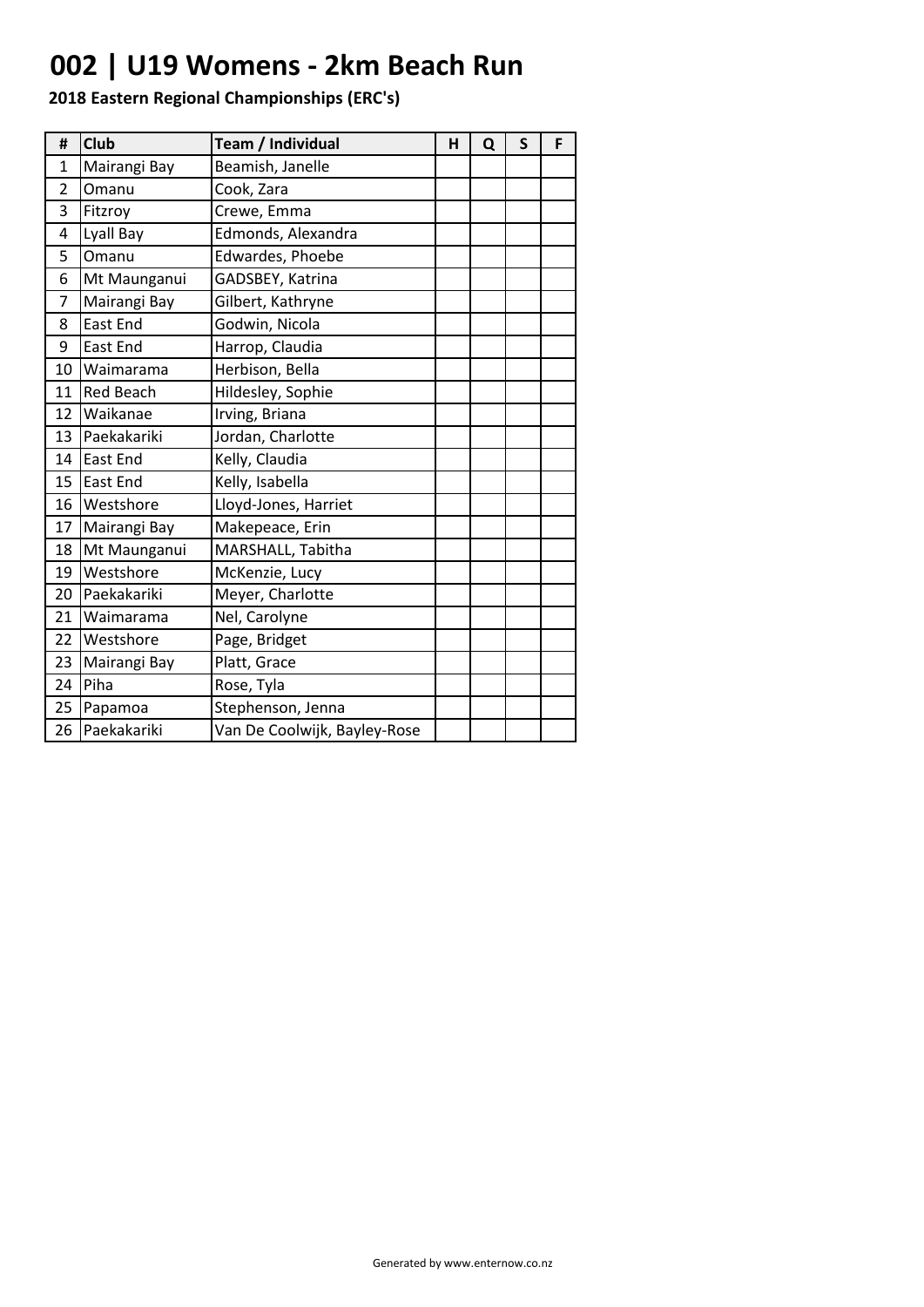# 002 | U19 Womens - 2km Beach Run

**2018 Eastern Regional Championships (ERC's)**

| # | Club | Team / Individual | H | Q | S | F |
|---|---|---|---|---|---|---|
| 1 | Mairangi Bay | Beamish, Janelle | | | | |
| 2 | Omanu | Cook, Zara | | | | |
| 3 | Fitzroy | Crewe, Emma | | | | |
| 4 | Lyall Bay | Edmonds, Alexandra | | | | |
| 5 | Omanu | Edwardes, Phoebe | | | | |
| 6 | Mt Maunganui | GADSBEY, Katrina | | | | |
| 7 | Mairangi Bay | Gilbert, Kathryne | | | | |
| 8 | East End | Godwin, Nicola | | | | |
| 9 | East End | Harrop, Claudia | | | | |
| 10 | Waimarama | Herbison, Bella | | | | |
| 11 | Red Beach | Hildesley, Sophie | | | | |
| 12 | Waikanae | Irving, Briana | | | | |
| 13 | Paekakariki | Jordan, Charlotte | | | | |
| 14 | East End | Kelly, Claudia | | | | |
| 15 | East End | Kelly, Isabella | | | | |
| 16 | Westshore | Lloyd-Jones, Harriet | | | | |
| 17 | Mairangi Bay | Makepeace, Erin | | | | |
| 18 | Mt Maunganui | MARSHALL, Tabitha | | | | |
| 19 | Westshore | McKenzie, Lucy | | | | |
| 20 | Paekakariki | Meyer, Charlotte | | | | |
| 21 | Waimarama | Nel, Carolyne | | | | |
| 22 | Westshore | Page, Bridget | | | | |
| 23 | Mairangi Bay | Platt, Grace | | | | |
| 24 | Piha | Rose, Tyla | | | | |
| 25 | Papamoa | Stephenson, Jenna | | | | |
| 26 | Paekakariki | Van De Coolwijk, Bayley-Rose | | | | |

Generated by www.enternow.co.nz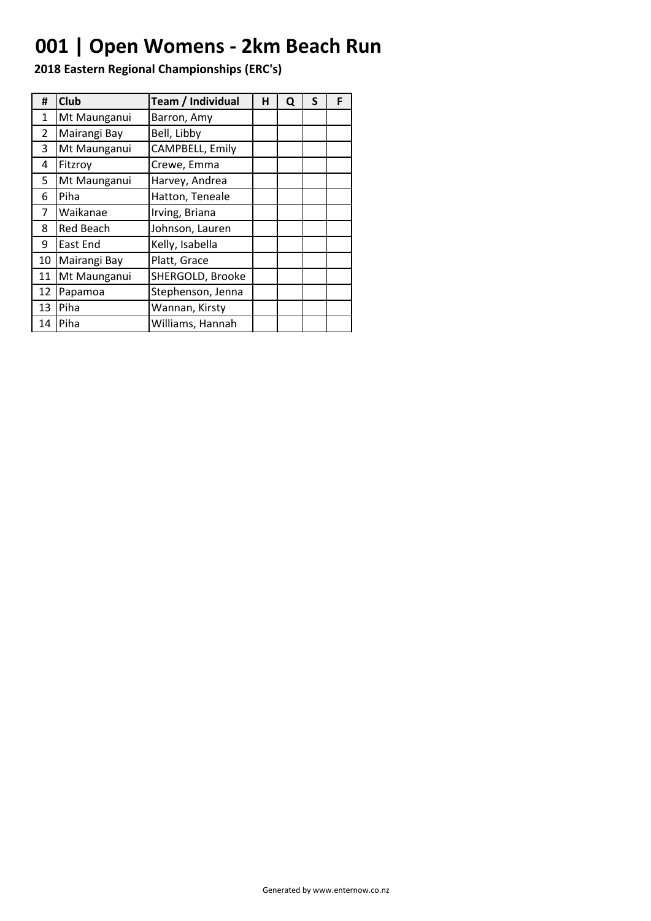# 001 | Open Womens - 2km Beach Run

**2018 Eastern Regional Championships (ERC's)**

| # | Club | Team / Individual | H | Q | S | F |
|---|---|---|---|---|---|---|
| 1 | Mt Maunganui | Barron, Amy | | | | |
| 2 | Mairangi Bay | Bell, Libby | | | | |
| 3 | Mt Maunganui | CAMPBELL, Emily | | | | |
| 4 | Fitzroy | Crewe, Emma | | | | |
| 5 | Mt Maunganui | Harvey, Andrea | | | | |
| 6 | Piha | Hatton, Teneale | | | | |
| 7 | Waikanae | Irving, Briana | | | | |
| 8 | Red Beach | Johnson, Lauren | | | | |
| 9 | East End | Kelly, Isabella | | | | |
| 10 | Mairangi Bay | Platt, Grace | | | | |
| 11 | Mt Maunganui | SHERGOLD, Brooke | | | | |
| 12 | Papamoa | Stephenson, Jenna | | | | |
| 13 | Piha | Wannan, Kirsty | | | | |
| 14 | Piha | Williams, Hannah | | | | |

Generated by www.enternow.co.nz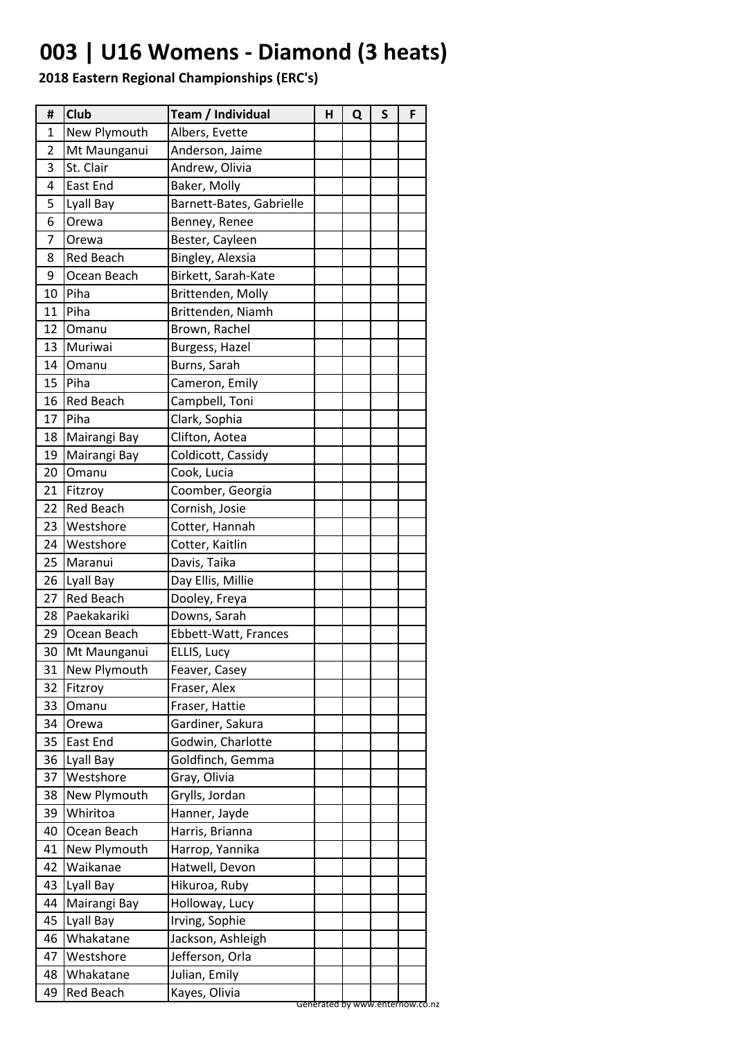# 003 | U16 Womens - Diamond (3 heats)

**2018 Eastern Regional Championships (ERC's)**

| # | Club | Team / Individual | H | Q | S | F |
|---|---|---|---|---|---|---|
| 1 | New Plymouth | Albers, Evette | | | | |
| 2 | Mt Maunganui | Anderson, Jaime | | | | |
| 3 | St. Clair | Andrew, Olivia | | | | |
| 4 | East End | Baker, Molly | | | | |
| 5 | Lyall Bay | Barnett-Bates, Gabrielle | | | | |
| 6 | Orewa | Benney, Renee | | | | |
| 7 | Orewa | Bester, Cayleen | | | | |
| 8 | Red Beach | Bingley, Alexsia | | | | |
| 9 | Ocean Beach | Birkett, Sarah-Kate | | | | |
| 10 | Piha | Brittenden, Molly | | | | |
| 11 | Piha | Brittenden, Niamh | | | | |
| 12 | Omanu | Brown, Rachel | | | | |
| 13 | Muriwai | Burgess, Hazel | | | | |
| 14 | Omanu | Burns, Sarah | | | | |
| 15 | Piha | Cameron, Emily | | | | |
| 16 | Red Beach | Campbell, Toni | | | | |
| 17 | Piha | Clark, Sophia | | | | |
| 18 | Mairangi Bay | Clifton, Aotea | | | | |
| 19 | Mairangi Bay | Coldicott, Cassidy | | | | |
| 20 | Omanu | Cook, Lucia | | | | |
| 21 | Fitzroy | Coomber, Georgia | | | | |
| 22 | Red Beach | Cornish, Josie | | | | |
| 23 | Westshore | Cotter, Hannah | | | | |
| 24 | Westshore | Cotter, Kaitlin | | | | |
| 25 | Maranui | Davis, Taika | | | | |
| 26 | Lyall Bay | Day Ellis, Millie | | | | |
| 27 | Red Beach | Dooley, Freya | | | | |
| 28 | Paekakariki | Downs, Sarah | | | | |
| 29 | Ocean Beach | Ebbett-Watt, Frances | | | | |
| 30 | Mt Maunganui | ELLIS, Lucy | | | | |
| 31 | New Plymouth | Feaver, Casey | | | | |
| 32 | Fitzroy | Fraser, Alex | | | | |
| 33 | Omanu | Fraser, Hattie | | | | |
| 34 | Orewa | Gardiner, Sakura | | | | |
| 35 | East End | Godwin, Charlotte | | | | |
| 36 | Lyall Bay | Goldfinch, Gemma | | | | |
| 37 | Westshore | Gray, Olivia | | | | |
| 38 | New Plymouth | Grylls, Jordan | | | | |
| 39 | Whiritoa | Hanner, Jayde | | | | |
| 40 | Ocean Beach | Harris, Brianna | | | | |
| 41 | New Plymouth | Harrop, Yannika | | | | |
| 42 | Waikanae | Hatwell, Devon | | | | |
| 43 | Lyall Bay | Hikuroa, Ruby | | | | |
| 44 | Mairangi Bay | Holloway, Lucy | | | | |
| 45 | Lyall Bay | Irving, Sophie | | | | |
| 46 | Whakatane | Jackson, Ashleigh | | | | |
| 47 | Westshore | Jefferson, Orla | | | | |
| 48 | Whakatane | Julian, Emily | | | | |
| 49 | Red Beach | Kayes, Olivia | | | | |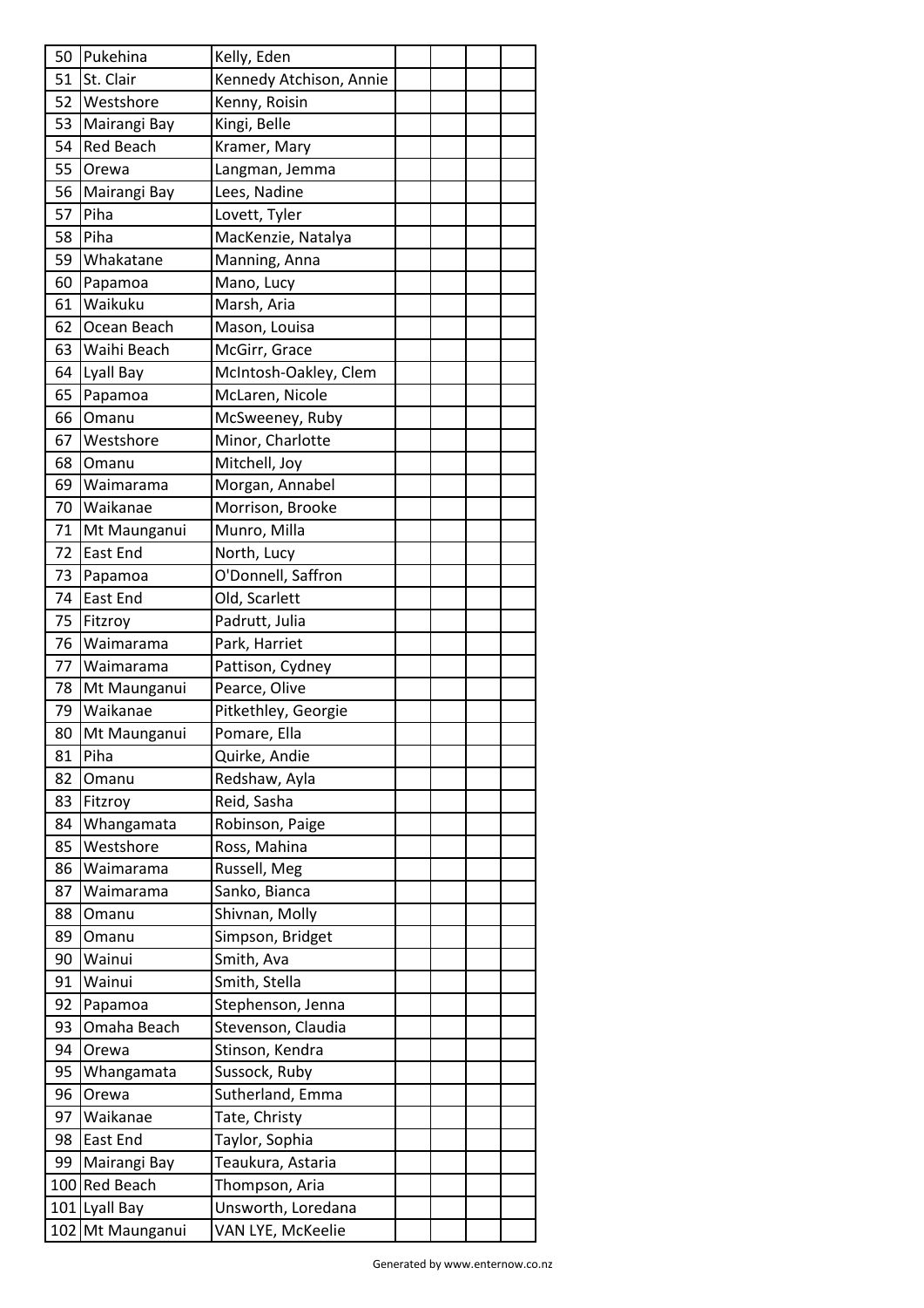| | | | | | | |
|---|---|---|---|---|---|---|
| 50 | Pukehina | Kelly, Eden | | | | |
| 51 | St. Clair | Kennedy Atchison, Annie | | | | |
| 52 | Westshore | Kenny, Roisin | | | | |
| 53 | Mairangi Bay | Kingi, Belle | | | | |
| 54 | Red Beach | Kramer, Mary | | | | |
| 55 | Orewa | Langman, Jemma | | | | |
| 56 | Mairangi Bay | Lees, Nadine | | | | |
| 57 | Piha | Lovett, Tyler | | | | |
| 58 | Piha | MacKenzie, Natalya | | | | |
| 59 | Whakatane | Manning, Anna | | | | |
| 60 | Papamoa | Mano, Lucy | | | | |
| 61 | Waikuku | Marsh, Aria | | | | |
| 62 | Ocean Beach | Mason, Louisa | | | | |
| 63 | Waihi Beach | McGirr, Grace | | | | |
| 64 | Lyall Bay | McIntosh-Oakley, Clem | | | | |
| 65 | Papamoa | McLaren, Nicole | | | | |
| 66 | Omanu | McSweeney, Ruby | | | | |
| 67 | Westshore | Minor, Charlotte | | | | |
| 68 | Omanu | Mitchell, Joy | | | | |
| 69 | Waimarama | Morgan, Annabel | | | | |
| 70 | Waikanae | Morrison, Brooke | | | | |
| 71 | Mt Maunganui | Munro, Milla | | | | |
| 72 | East End | North, Lucy | | | | |
| 73 | Papamoa | O'Donnell, Saffron | | | | |
| 74 | East End | Old, Scarlett | | | | |
| 75 | Fitzroy | Padrutt, Julia | | | | |
| 76 | Waimarama | Park, Harriet | | | | |
| 77 | Waimarama | Pattison, Cydney | | | | |
| 78 | Mt Maunganui | Pearce, Olive | | | | |
| 79 | Waikanae | Pitkethley, Georgie | | | | |
| 80 | Mt Maunganui | Pomare, Ella | | | | |
| 81 | Piha | Quirke, Andie | | | | |
| 82 | Omanu | Redshaw, Ayla | | | | |
| 83 | Fitzroy | Reid, Sasha | | | | |
| 84 | Whangamata | Robinson, Paige | | | | |
| 85 | Westshore | Ross, Mahina | | | | |
| 86 | Waimarama | Russell, Meg | | | | |
| 87 | Waimarama | Sanko, Bianca | | | | |
| 88 | Omanu | Shivnan, Molly | | | | |
| 89 | Omanu | Simpson, Bridget | | | | |
| 90 | Wainui | Smith, Ava | | | | |
| 91 | Wainui | Smith, Stella | | | | |
| 92 | Papamoa | Stephenson, Jenna | | | | |
| 93 | Omaha Beach | Stevenson, Claudia | | | | |
| 94 | Orewa | Stinson, Kendra | | | | |
| 95 | Whangamata | Sussock, Ruby | | | | |
| 96 | Orewa | Sutherland, Emma | | | | |
| 97 | Waikanae | Tate, Christy | | | | |
| 98 | East End | Taylor, Sophia | | | | |
| 99 | Mairangi Bay | Teaukura, Astaria | | | | |
| 100 | Red Beach | Thompson, Aria | | | | |
| 101 | Lyall Bay | Unsworth, Loredana | | | | |
| 102 | Mt Maunganui | VAN LYE, McKeelie | | | | |

Generated by www.enternow.co.nz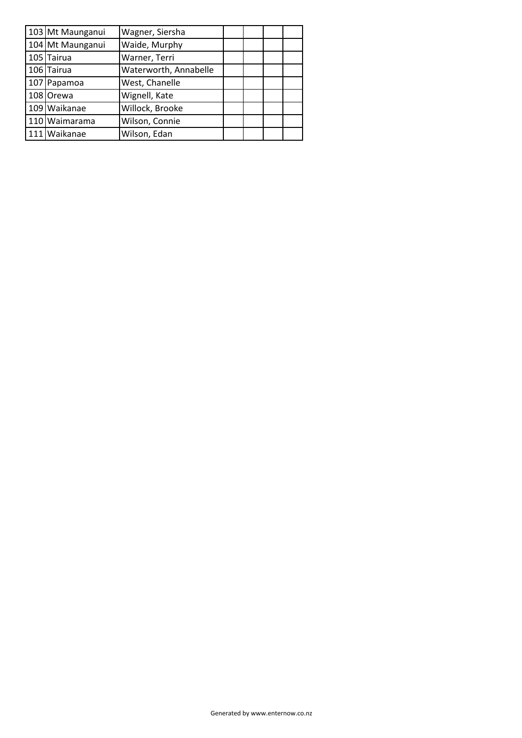| | | | | | | |
|---|---|---|---|---|---|---|
| 103 | Mt Maunganui | Wagner, Siersha | | | | |
| 104 | Mt Maunganui | Waide, Murphy | | | | |
| 105 | Tairua | Warner, Terri | | | | |
| 106 | Tairua | Waterworth, Annabelle | | | | |
| 107 | Papamoa | West, Chanelle | | | | |
| 108 | Orewa | Wignell, Kate | | | | |
| 109 | Waikanae | Willock, Brooke | | | | |
| 110 | Waimarama | Wilson, Connie | | | | |
| 111 | Waikanae | Wilson, Edan | | | | |

Generated by www.enternow.co.nz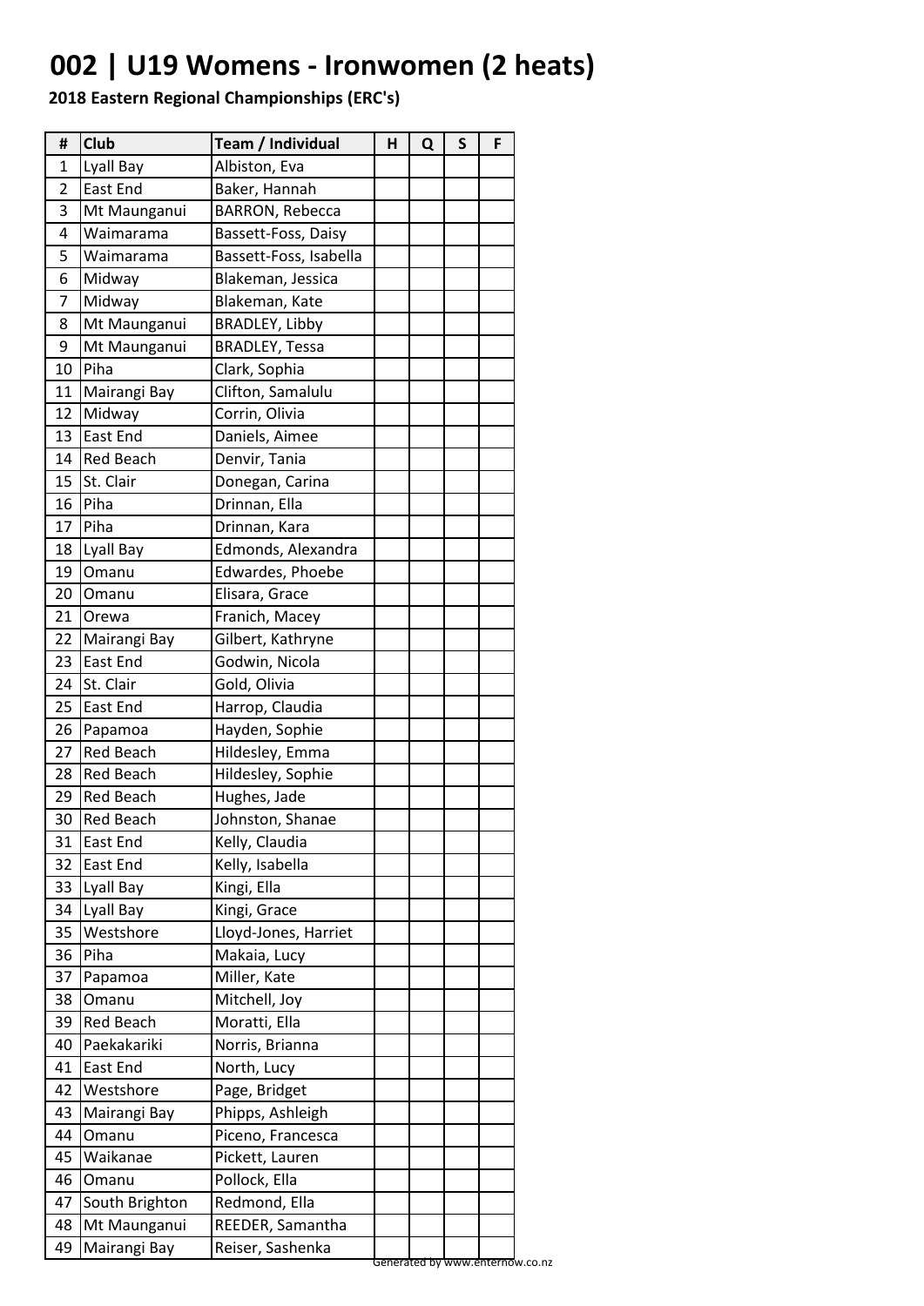# 002 | U19 Womens - Ironwomen (2 heats)

**2018 Eastern Regional Championships (ERC's)**

| # | Club | Team / Individual | H | Q | S | F |
|---|---|---|---|---|---|---|
| 1 | Lyall Bay | Albiston, Eva | | | | |
| 2 | East End | Baker, Hannah | | | | |
| 3 | Mt Maunganui | BARRON, Rebecca | | | | |
| 4 | Waimarama | Bassett-Foss, Daisy | | | | |
| 5 | Waimarama | Bassett-Foss, Isabella | | | | |
| 6 | Midway | Blakeman, Jessica | | | | |
| 7 | Midway | Blakeman, Kate | | | | |
| 8 | Mt Maunganui | BRADLEY, Libby | | | | |
| 9 | Mt Maunganui | BRADLEY, Tessa | | | | |
| 10 | Piha | Clark, Sophia | | | | |
| 11 | Mairangi Bay | Clifton, Samalulu | | | | |
| 12 | Midway | Corrin, Olivia | | | | |
| 13 | East End | Daniels, Aimee | | | | |
| 14 | Red Beach | Denvir, Tania | | | | |
| 15 | St. Clair | Donegan, Carina | | | | |
| 16 | Piha | Drinnan, Ella | | | | |
| 17 | Piha | Drinnan, Kara | | | | |
| 18 | Lyall Bay | Edmonds, Alexandra | | | | |
| 19 | Omanu | Edwardes, Phoebe | | | | |
| 20 | Omanu | Elisara, Grace | | | | |
| 21 | Orewa | Franich, Macey | | | | |
| 22 | Mairangi Bay | Gilbert, Kathryne | | | | |
| 23 | East End | Godwin, Nicola | | | | |
| 24 | St. Clair | Gold, Olivia | | | | |
| 25 | East End | Harrop, Claudia | | | | |
| 26 | Papamoa | Hayden, Sophie | | | | |
| 27 | Red Beach | Hildesley, Emma | | | | |
| 28 | Red Beach | Hildesley, Sophie | | | | |
| 29 | Red Beach | Hughes, Jade | | | | |
| 30 | Red Beach | Johnston, Shanae | | | | |
| 31 | East End | Kelly, Claudia | | | | |
| 32 | East End | Kelly, Isabella | | | | |
| 33 | Lyall Bay | Kingi, Ella | | | | |
| 34 | Lyall Bay | Kingi, Grace | | | | |
| 35 | Westshore | Lloyd-Jones, Harriet | | | | |
| 36 | Piha | Makaia, Lucy | | | | |
| 37 | Papamoa | Miller, Kate | | | | |
| 38 | Omanu | Mitchell, Joy | | | | |
| 39 | Red Beach | Moratti, Ella | | | | |
| 40 | Paekakariki | Norris, Brianna | | | | |
| 41 | East End | North, Lucy | | | | |
| 42 | Westshore | Page, Bridget | | | | |
| 43 | Mairangi Bay | Phipps, Ashleigh | | | | |
| 44 | Omanu | Piceno, Francesca | | | | |
| 45 | Waikanae | Pickett, Lauren | | | | |
| 46 | Omanu | Pollock, Ella | | | | |
| 47 | South Brighton | Redmond, Ella | | | | |
| 48 | Mt Maunganui | REEDER, Samantha | | | | |
| 49 | Mairangi Bay | Reiser, Sashenka | | | | |

Generated by www.enternow.co.nz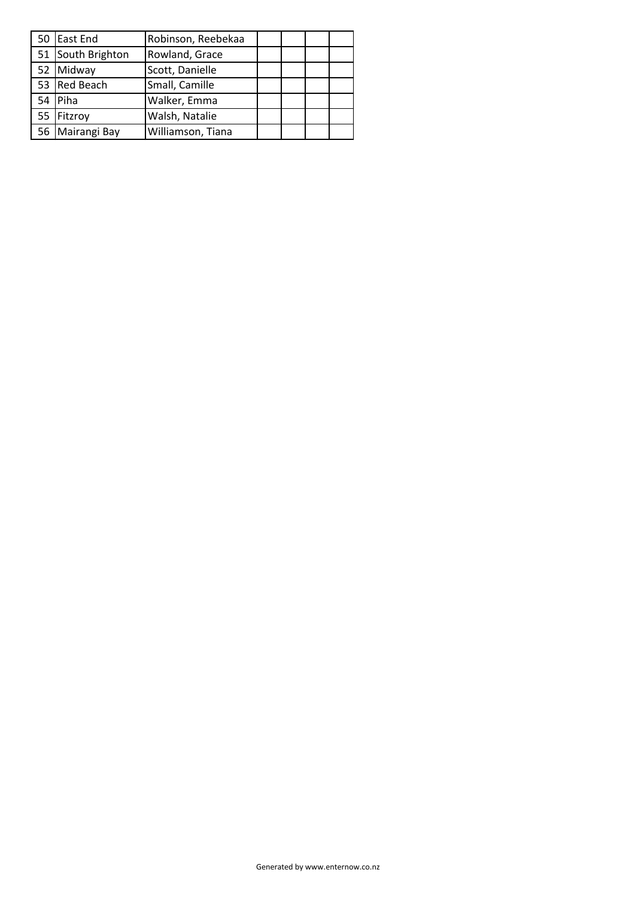| | | | | | | |
|---|---|---|---|---|---|---|
| 50 | East End | Robinson, Reebekaa | | | | |
| 51 | South Brighton | Rowland, Grace | | | | |
| 52 | Midway | Scott, Danielle | | | | |
| 53 | Red Beach | Small, Camille | | | | |
| 54 | Piha | Walker, Emma | | | | |
| 55 | Fitzroy | Walsh, Natalie | | | | |
| 56 | Mairangi Bay | Williamson, Tiana | | | | |

Generated by www.enternow.co.nz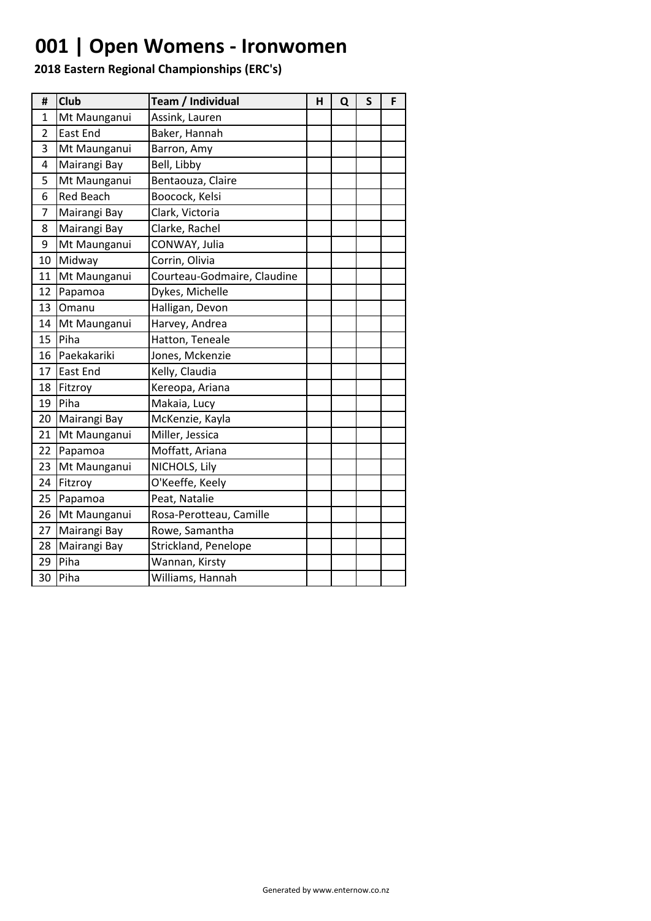# 001 | Open Womens - Ironwomen

**2018 Eastern Regional Championships (ERC's)**

| # | Club | Team / Individual | H | Q | S | F |
|---|---|---|---|---|---|---|
| 1 | Mt Maunganui | Assink, Lauren | | | | |
| 2 | East End | Baker, Hannah | | | | |
| 3 | Mt Maunganui | Barron, Amy | | | | |
| 4 | Mairangi Bay | Bell, Libby | | | | |
| 5 | Mt Maunganui | Bentaouza, Claire | | | | |
| 6 | Red Beach | Boocock, Kelsi | | | | |
| 7 | Mairangi Bay | Clark, Victoria | | | | |
| 8 | Mairangi Bay | Clarke, Rachel | | | | |
| 9 | Mt Maunganui | CONWAY, Julia | | | | |
| 10 | Midway | Corrin, Olivia | | | | |
| 11 | Mt Maunganui | Courteau-Godmaire, Claudine | | | | |
| 12 | Papamoa | Dykes, Michelle | | | | |
| 13 | Omanu | Halligan, Devon | | | | |
| 14 | Mt Maunganui | Harvey, Andrea | | | | |
| 15 | Piha | Hatton, Teneale | | | | |
| 16 | Paekakariki | Jones, Mckenzie | | | | |
| 17 | East End | Kelly, Claudia | | | | |
| 18 | Fitzroy | Kereopa, Ariana | | | | |
| 19 | Piha | Makaia, Lucy | | | | |
| 20 | Mairangi Bay | McKenzie, Kayla | | | | |
| 21 | Mt Maunganui | Miller, Jessica | | | | |
| 22 | Papamoa | Moffatt, Ariana | | | | |
| 23 | Mt Maunganui | NICHOLS, Lily | | | | |
| 24 | Fitzroy | O'Keeffe, Keely | | | | |
| 25 | Papamoa | Peat, Natalie | | | | |
| 26 | Mt Maunganui | Rosa-Perotteau, Camille | | | | |
| 27 | Mairangi Bay | Rowe, Samantha | | | | |
| 28 | Mairangi Bay | Strickland, Penelope | | | | |
| 29 | Piha | Wannan, Kirsty | | | | |
| 30 | Piha | Williams, Hannah | | | | |

Generated by www.enternow.co.nz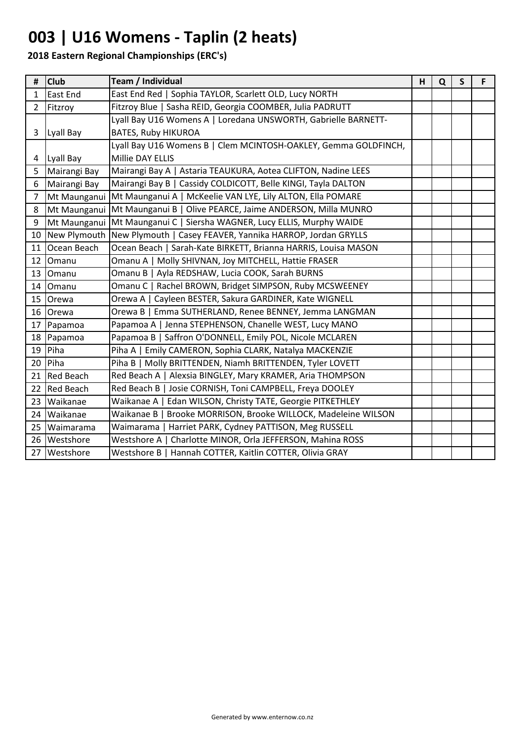# 003 | U16 Womens - Taplin (2 heats)

**2018 Eastern Regional Championships (ERC's)**

| # | Club | Team / Individual | H | Q | S | F |
|---|---|---|---|---|---|---|
| 1 | East End | East End Red \| Sophia TAYLOR, Scarlett OLD, Lucy NORTH | | | | |
| 2 | Fitzroy | Fitzroy Blue \| Sasha REID, Georgia COOMBER, Julia PADRUTT | | | | |
| 3 | Lyall Bay | Lyall Bay U16 Womens A \| Loredana UNSWORTH, Gabrielle BARNETT-BATES, Ruby HIKUROA | | | | |
| 4 | Lyall Bay | Lyall Bay U16 Womens B \| Clem MCINTOSH-OAKLEY, Gemma GOLDFINCH, Millie DAY ELLIS | | | | |
| 5 | Mairangi Bay | Mairangi Bay A \| Astaria TEAUKURA, Aotea CLIFTON, Nadine LEES | | | | |
| 6 | Mairangi Bay | Mairangi Bay B \| Cassidy COLDICOTT, Belle KINGI, Tayla DALTON | | | | |
| 7 | Mt Maunganui | Mt Maunganui A \| McKeelie VAN LYE, Lily ALTON, Ella POMARE | | | | |
| 8 | Mt Maunganui | Mt Maunganui B \| Olive PEARCE, Jaime ANDERSON, Milla MUNRO | | | | |
| 9 | Mt Maunganui | Mt Maunganui C \| Siersha WAGNER, Lucy ELLIS, Murphy WAIDE | | | | |
| 10 | New Plymouth | New Plymouth \| Casey FEAVER, Yannika HARROP, Jordan GRYLLS | | | | |
| 11 | Ocean Beach | Ocean Beach \| Sarah-Kate BIRKETT, Brianna HARRIS, Louisa MASON | | | | |
| 12 | Omanu | Omanu A \| Molly SHIVNAN, Joy MITCHELL, Hattie FRASER | | | | |
| 13 | Omanu | Omanu B \| Ayla REDSHAW, Lucia COOK, Sarah BURNS | | | | |
| 14 | Omanu | Omanu C \| Rachel BROWN, Bridget SIMPSON, Ruby MCSWEENEY | | | | |
| 15 | Orewa | Orewa A \| Cayleen BESTER, Sakura GARDINER, Kate WIGNELL | | | | |
| 16 | Orewa | Orewa B \| Emma SUTHERLAND, Renee BENNEY, Jemma LANGMAN | | | | |
| 17 | Papamoa | Papamoa A \| Jenna STEPHENSON, Chanelle WEST, Lucy MANO | | | | |
| 18 | Papamoa | Papamoa B \| Saffron O'DONNELL, Emily POL, Nicole MCLAREN | | | | |
| 19 | Piha | Piha A \| Emily CAMERON, Sophia CLARK, Natalya MACKENZIE | | | | |
| 20 | Piha | Piha B \| Molly BRITTENDEN, Niamh BRITTENDEN, Tyler LOVETT | | | | |
| 21 | Red Beach | Red Beach A \| Alexsia BINGLEY, Mary KRAMER, Aria THOMPSON | | | | |
| 22 | Red Beach | Red Beach B \| Josie CORNISH, Toni CAMPBELL, Freya DOOLEY | | | | |
| 23 | Waikanae | Waikanae A \| Edan WILSON, Christy TATE, Georgie PITKETHLEY | | | | |
| 24 | Waikanae | Waikanae B \| Brooke MORRISON, Brooke WILLOCK, Madeleine WILSON | | | | |
| 25 | Waimarama | Waimarama \| Harriet PARK, Cydney PATTISON, Meg RUSSELL | | | | |
| 26 | Westshore | Westshore A \| Charlotte MINOR, Orla JEFFERSON, Mahina ROSS | | | | |
| 27 | Westshore | Westshore B \| Hannah COTTER, Kaitlin COTTER, Olivia GRAY | | | | |

Generated by www.enternow.co.nz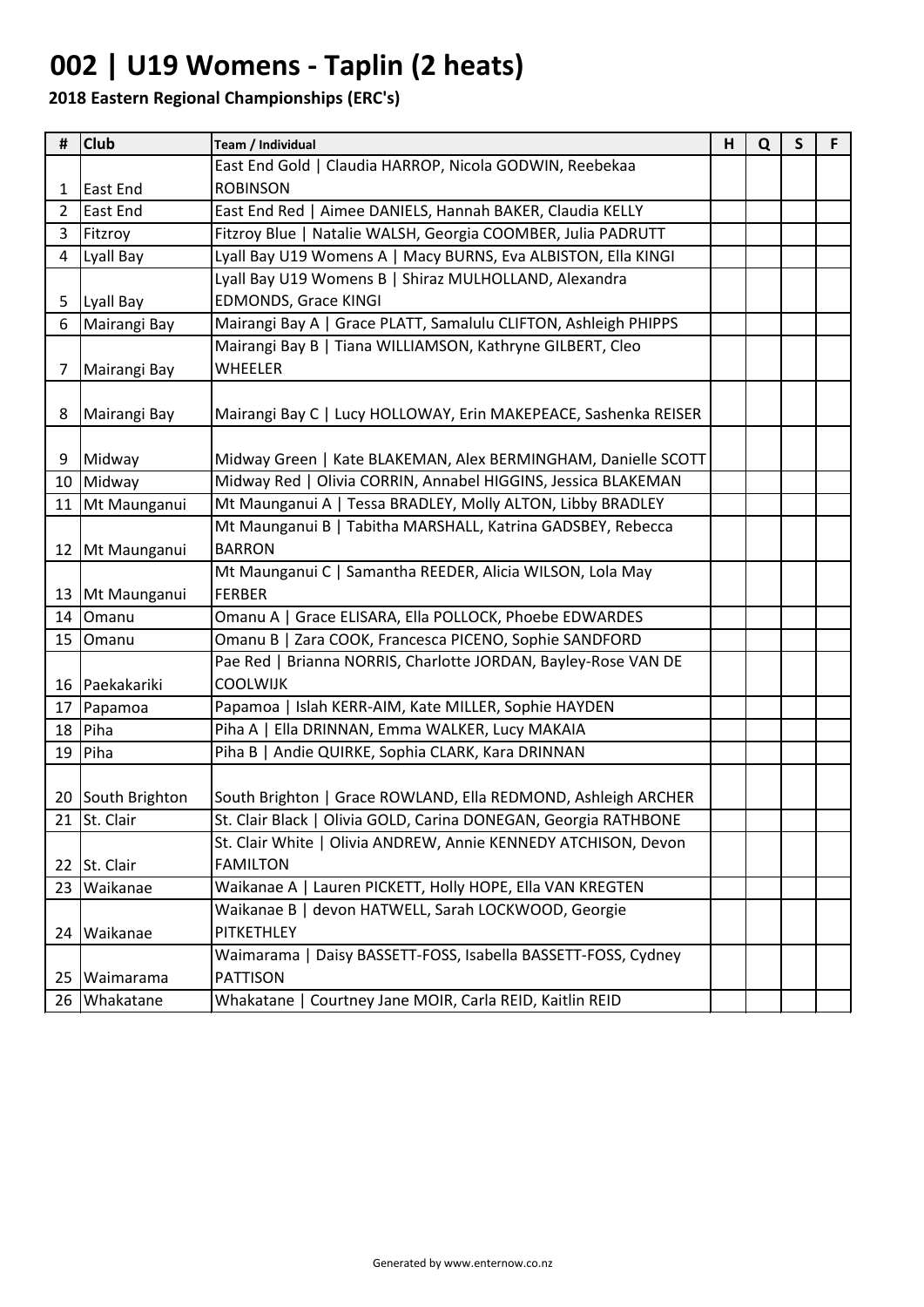# 002 | U19 Womens - Taplin (2 heats)

**2018 Eastern Regional Championships (ERC's)**

| # | Club | Team / Individual | H | Q | S | F |
|---|---|---|---|---|---|---|
| 1 | East End | East End Gold \| Claudia HARROP, Nicola GODWIN, Reebekaa ROBINSON | | | | |
| 2 | East End | East End Red \| Aimee DANIELS, Hannah BAKER, Claudia KELLY | | | | |
| 3 | Fitzroy | Fitzroy Blue \| Natalie WALSH, Georgia COOMBER, Julia PADRUTT | | | | |
| 4 | Lyall Bay | Lyall Bay U19 Womens A \| Macy BURNS, Eva ALBISTON, Ella KINGI | | | | |
| 5 | Lyall Bay | Lyall Bay U19 Womens B \| Shiraz MULHOLLAND, Alexandra EDMONDS, Grace KINGI | | | | |
| 6 | Mairangi Bay | Mairangi Bay A \| Grace PLATT, Samalulu CLIFTON, Ashleigh PHIPPS | | | | |
| 7 | Mairangi Bay | Mairangi Bay B \| Tiana WILLIAMSON, Kathryne GILBERT, Cleo WHEELER | | | | |
| 8 | Mairangi Bay | Mairangi Bay C \| Lucy HOLLOWAY, Erin MAKEPEACE, Sashenka REISER | | | | |
| 9 | Midway | Midway Green \| Kate BLAKEMAN, Alex BERMINGHAM, Danielle SCOTT | | | | |
| 10 | Midway | Midway Red \| Olivia CORRIN, Annabel HIGGINS, Jessica BLAKEMAN | | | | |
| 11 | Mt Maunganui | Mt Maunganui A \| Tessa BRADLEY, Molly ALTON, Libby BRADLEY | | | | |
| 12 | Mt Maunganui | Mt Maunganui B \| Tabitha MARSHALL, Katrina GADSBEY, Rebecca BARRON | | | | |
| 13 | Mt Maunganui | Mt Maunganui C \| Samantha REEDER, Alicia WILSON, Lola May FERBER | | | | |
| 14 | Omanu | Omanu A \| Grace ELISARA, Ella POLLOCK, Phoebe EDWARDES | | | | |
| 15 | Omanu | Omanu B \| Zara COOK, Francesca PICENO, Sophie SANDFORD | | | | |
| 16 | Paekakariki | Pae Red \| Brianna NORRIS, Charlotte JORDAN, Bayley-Rose VAN DE COOLWIJK | | | | |
| 17 | Papamoa | Papamoa \| Islah KERR-AIM, Kate MILLER, Sophie HAYDEN | | | | |
| 18 | Piha | Piha A \| Ella DRINNAN, Emma WALKER, Lucy MAKAIA | | | | |
| 19 | Piha | Piha B \| Andie QUIRKE, Sophia CLARK, Kara DRINNAN | | | | |
| 20 | South Brighton | South Brighton \| Grace ROWLAND, Ella REDMOND, Ashleigh ARCHER | | | | |
| 21 | St. Clair | St. Clair Black \| Olivia GOLD, Carina DONEGAN, Georgia RATHBONE | | | | |
| 22 | St. Clair | St. Clair White \| Olivia ANDREW, Annie KENNEDY ATCHISON, Devon FAMILTON | | | | |
| 23 | Waikanae | Waikanae A \| Lauren PICKETT, Holly HOPE, Ella VAN KREGTEN | | | | |
| 24 | Waikanae | Waikanae B \| devon HATWELL, Sarah LOCKWOOD, Georgie PITKETHLEY | | | | |
| 25 | Waimarama | Waimarama \| Daisy BASSETT-FOSS, Isabella BASSETT-FOSS, Cydney PATTISON | | | | |
| 26 | Whakatane | Whakatane \| Courtney Jane MOIR, Carla REID, Kaitlin REID | | | | |

Generated by www.enternow.co.nz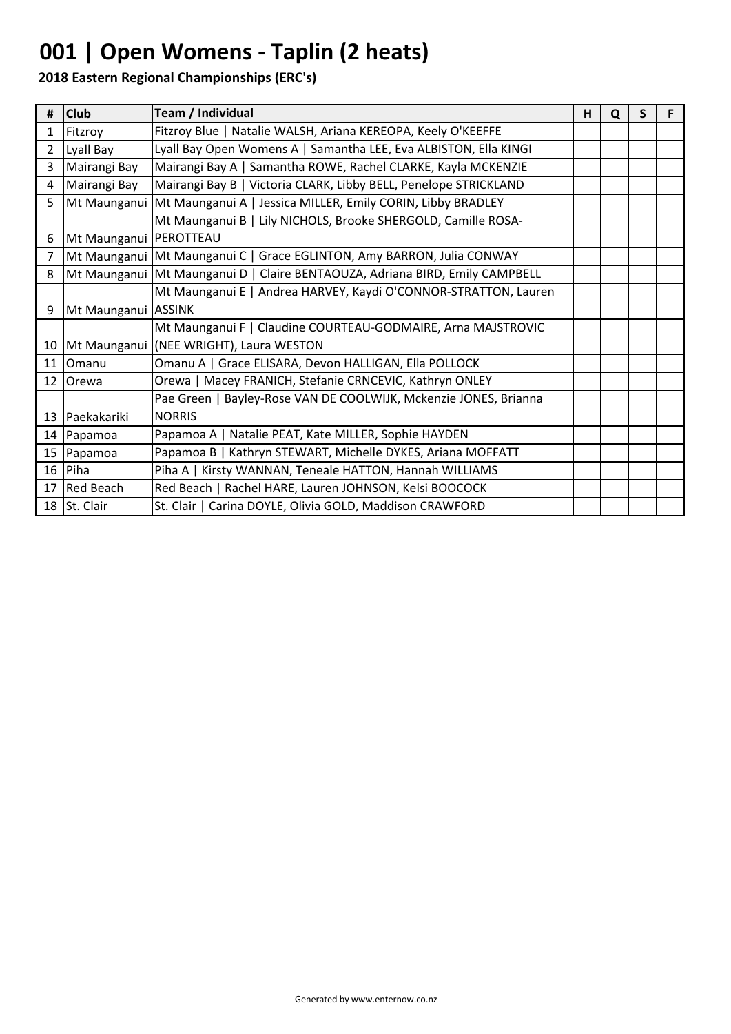# 001 | Open Womens - Taplin (2 heats)

**2018 Eastern Regional Championships (ERC's)**

| # | Club | Team / Individual | H | Q | S | F |
|---|---|---|---|---|---|---|
| 1 | Fitzroy | Fitzroy Blue \| Natalie WALSH, Ariana KEREOPA, Keely O'KEEFFE | | | | |
| 2 | Lyall Bay | Lyall Bay Open Womens A \| Samantha LEE, Eva ALBISTON, Ella KINGI | | | | |
| 3 | Mairangi Bay | Mairangi Bay A \| Samantha ROWE, Rachel CLARKE, Kayla MCKENZIE | | | | |
| 4 | Mairangi Bay | Mairangi Bay B \| Victoria CLARK, Libby BELL, Penelope STRICKLAND | | | | |
| 5 | Mt Maunganui | Mt Maunganui A \| Jessica MILLER, Emily CORIN, Libby BRADLEY | | | | |
| 6 | Mt Maunganui | Mt Maunganui B \| Lily NICHOLS, Brooke SHERGOLD, Camille ROSA-PEROTTEAU | | | | |
| 7 | Mt Maunganui | Mt Maunganui C \| Grace EGLINTON, Amy BARRON, Julia CONWAY | | | | |
| 8 | Mt Maunganui | Mt Maunganui D \| Claire BENTAOUZA, Adriana BIRD, Emily CAMPBELL | | | | |
| 9 | Mt Maunganui | Mt Maunganui E \| Andrea HARVEY, Kaydi O'CONNOR-STRATTON, Lauren ASSINK | | | | |
| 10 | Mt Maunganui | Mt Maunganui F \| Claudine COURTEAU-GODMAIRE, Arna MAJSTROVIC (NEE WRIGHT), Laura WESTON | | | | |
| 11 | Omanu | Omanu A \| Grace ELISARA, Devon HALLIGAN, Ella POLLOCK | | | | |
| 12 | Orewa | Orewa \| Macey FRANICH, Stefanie CRNCEVIC, Kathryn ONLEY | | | | |
| 13 | Paekakariki | Pae Green \| Bayley-Rose VAN DE COOLWIJK, Mckenzie JONES, Brianna NORRIS | | | | |
| 14 | Papamoa | Papamoa A \| Natalie PEAT, Kate MILLER, Sophie HAYDEN | | | | |
| 15 | Papamoa | Papamoa B \| Kathryn STEWART, Michelle DYKES, Ariana MOFFATT | | | | |
| 16 | Piha | Piha A \| Kirsty WANNAN, Teneale HATTON, Hannah WILLIAMS | | | | |
| 17 | Red Beach | Red Beach \| Rachel HARE, Lauren JOHNSON, Kelsi BOOCOCK | | | | |
| 18 | St. Clair | St. Clair \| Carina DOYLE, Olivia GOLD, Maddison CRAWFORD | | | | |

Generated by www.enternow.co.nz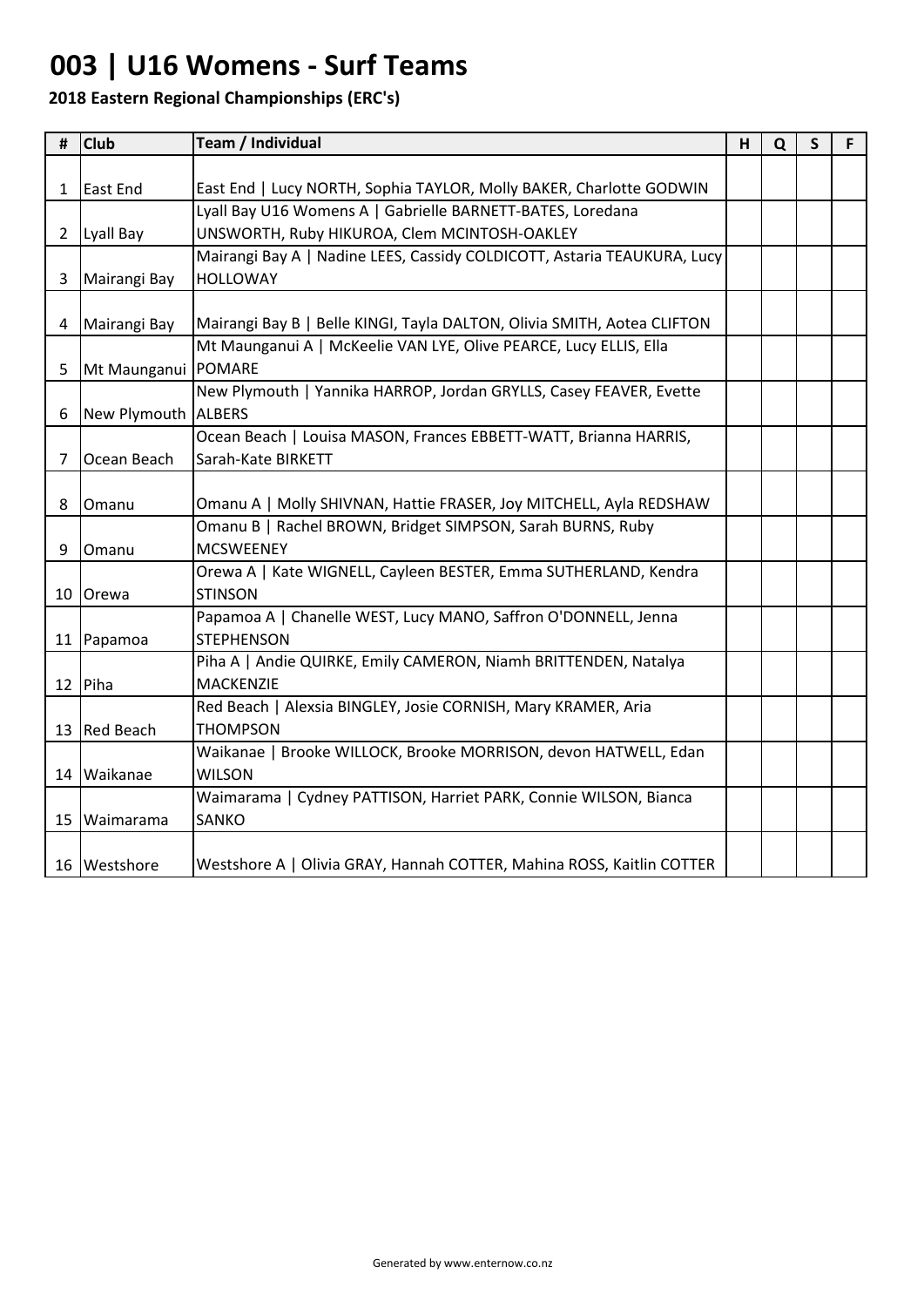# 003 | U16 Womens - Surf Teams

**2018 Eastern Regional Championships (ERC's)**

| # | Club | Team / Individual | H | Q | S | F |
|---|---|---|---|---|---|---|
| 1 | East End | East End \| Lucy NORTH, Sophia TAYLOR, Molly BAKER, Charlotte GODWIN | | | | |
| 2 | Lyall Bay | Lyall Bay U16 Womens A \| Gabrielle BARNETT-BATES, Loredana UNSWORTH, Ruby HIKUROA, Clem MCINTOSH-OAKLEY | | | | |
| 3 | Mairangi Bay | Mairangi Bay A \| Nadine LEES, Cassidy COLDICOTT, Astaria TEAUKURA, Lucy HOLLOWAY | | | | |
| 4 | Mairangi Bay | Mairangi Bay B \| Belle KINGI, Tayla DALTON, Olivia SMITH, Aotea CLIFTON | | | | |
| 5 | Mt Maunganui | Mt Maunganui A \| McKeelie VAN LYE, Olive PEARCE, Lucy ELLIS, Ella POMARE | | | | |
| 6 | New Plymouth | New Plymouth \| Yannika HARROP, Jordan GRYLLS, Casey FEAVER, Evette ALBERS | | | | |
| 7 | Ocean Beach | Ocean Beach \| Louisa MASON, Frances EBBETT-WATT, Brianna HARRIS, Sarah-Kate BIRKETT | | | | |
| 8 | Omanu | Omanu A \| Molly SHIVNAN, Hattie FRASER, Joy MITCHELL, Ayla REDSHAW | | | | |
| 9 | Omanu | Omanu B \| Rachel BROWN, Bridget SIMPSON, Sarah BURNS, Ruby MCSWEENEY | | | | |
| 10 | Orewa | Orewa A \| Kate WIGNELL, Cayleen BESTER, Emma SUTHERLAND, Kendra STINSON | | | | |
| 11 | Papamoa | Papamoa A \| Chanelle WEST, Lucy MANO, Saffron O'DONNELL, Jenna STEPHENSON | | | | |
| 12 | Piha | Piha A \| Andie QUIRKE, Emily CAMERON, Niamh BRITTENDEN, Natalya MACKENZIE | | | | |
| 13 | Red Beach | Red Beach \| Alexsia BINGLEY, Josie CORNISH, Mary KRAMER, Aria THOMPSON | | | | |
| 14 | Waikanae | Waikanae \| Brooke WILLOCK, Brooke MORRISON, devon HATWELL, Edan WILSON | | | | |
| 15 | Waimarama | Waimarama \| Cydney PATTISON, Harriet PARK, Connie WILSON, Bianca SANKO | | | | |
| 16 | Westshore | Westshore A \| Olivia GRAY, Hannah COTTER, Mahina ROSS, Kaitlin COTTER | | | | |

Generated by www.enternow.co.nz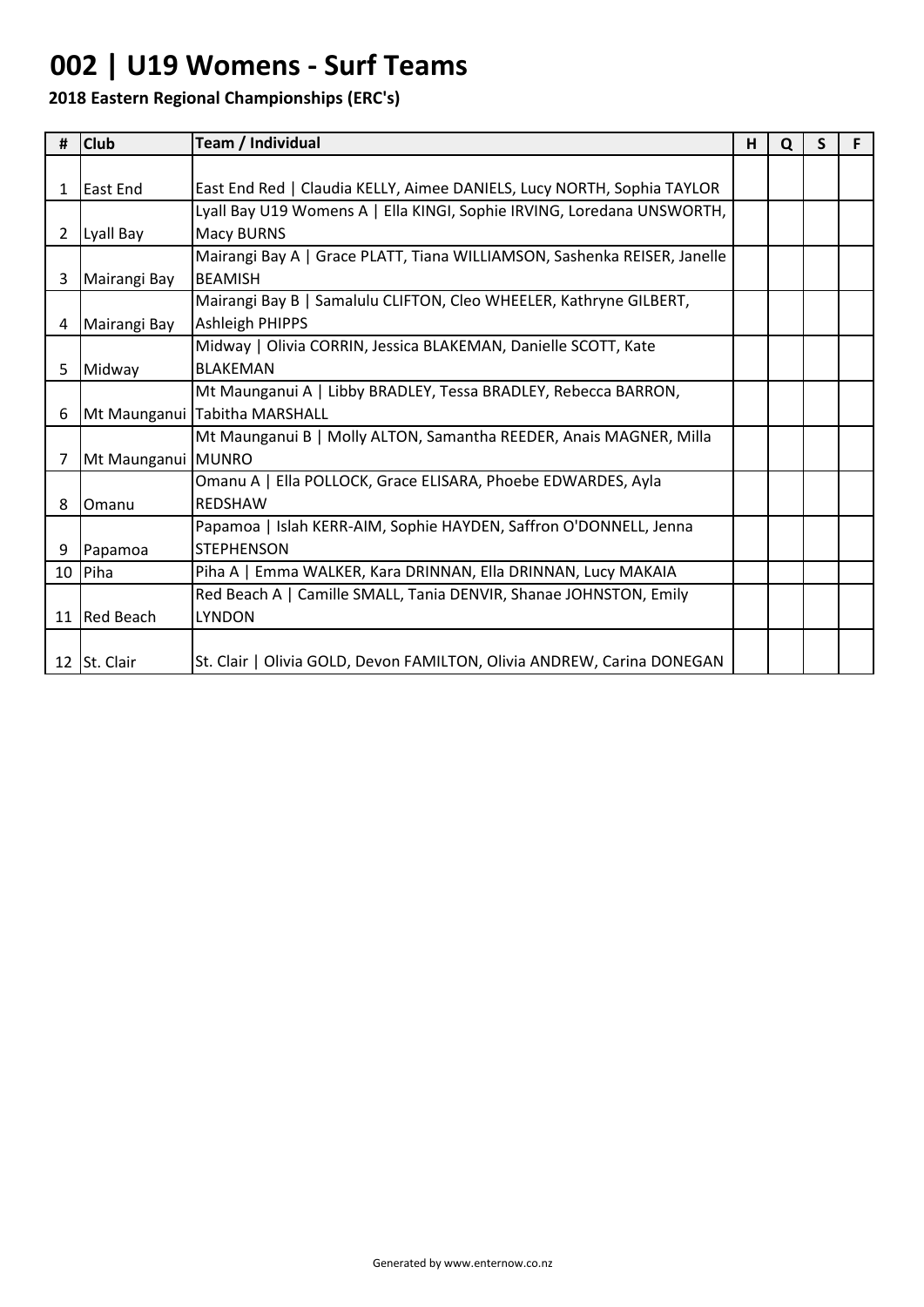# 002 | U19 Womens - Surf Teams

**2018 Eastern Regional Championships (ERC's)**

| # | Club | Team / Individual | H | Q | S | F |
|---|---|---|---|---|---|---|
| 1 | East End | East End Red \| Claudia KELLY, Aimee DANIELS, Lucy NORTH, Sophia TAYLOR | | | | |
| 2 | Lyall Bay | Lyall Bay U19 Womens A \| Ella KINGI, Sophie IRVING, Loredana UNSWORTH, Macy BURNS | | | | |
| 3 | Mairangi Bay | Mairangi Bay A \| Grace PLATT, Tiana WILLIAMSON, Sashenka REISER, Janelle BEAMISH | | | | |
| 4 | Mairangi Bay | Mairangi Bay B \| Samalulu CLIFTON, Cleo WHEELER, Kathryne GILBERT, Ashleigh PHIPPS | | | | |
| 5 | Midway | Midway \| Olivia CORRIN, Jessica BLAKEMAN, Danielle SCOTT, Kate BLAKEMAN | | | | |
| 6 | Mt Maunganui | Mt Maunganui A \| Libby BRADLEY, Tessa BRADLEY, Rebecca BARRON, Tabitha MARSHALL | | | | |
| 7 | Mt Maunganui | Mt Maunganui B \| Molly ALTON, Samantha REEDER, Anais MAGNER, Milla MUNRO | | | | |
| 8 | Omanu | Omanu A \| Ella POLLOCK, Grace ELISARA, Phoebe EDWARDES, Ayla REDSHAW | | | | |
| 9 | Papamoa | Papamoa \| Islah KERR-AIM, Sophie HAYDEN, Saffron O'DONNELL, Jenna STEPHENSON | | | | |
| 10 | Piha | Piha A \| Emma WALKER, Kara DRINNAN, Ella DRINNAN, Lucy MAKAIA | | | | |
| 11 | Red Beach | Red Beach A \| Camille SMALL, Tania DENVIR, Shanae JOHNSTON, Emily LYNDON | | | | |
| 12 | St. Clair | St. Clair \| Olivia GOLD, Devon FAMILTON, Olivia ANDREW, Carina DONEGAN | | | | |

Generated by www.enternow.co.nz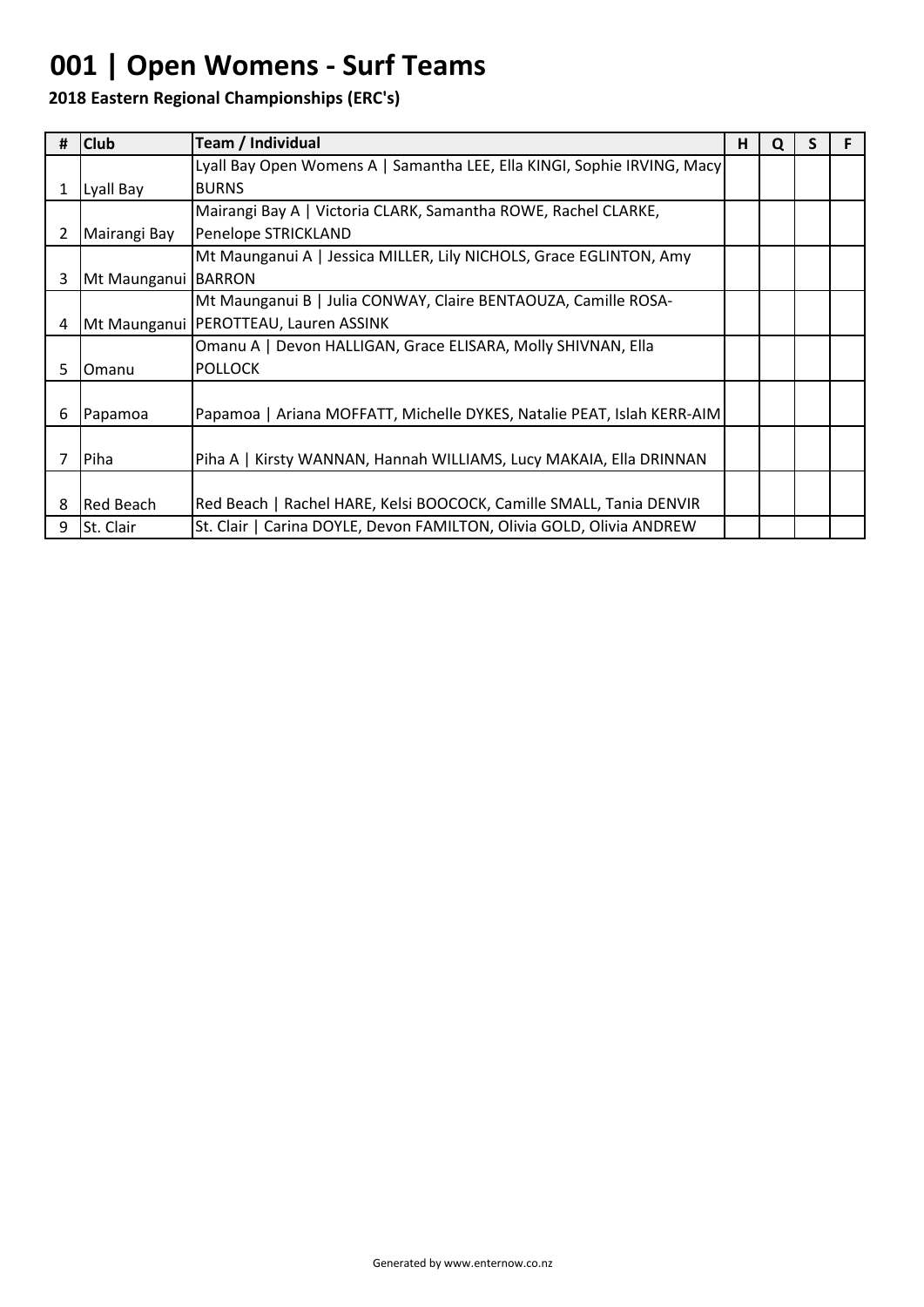# 001 | Open Womens - Surf Teams

**2018 Eastern Regional Championships (ERC's)**

| # | Club | Team / Individual | H | Q | S | F |
|---|---|---|---|---|---|---|
| 1 | Lyall Bay | Lyall Bay Open Womens A \| Samantha LEE, Ella KINGI, Sophie IRVING, Macy BURNS | | | | |
| 2 | Mairangi Bay | Mairangi Bay A \| Victoria CLARK, Samantha ROWE, Rachel CLARKE, Penelope STRICKLAND | | | | |
| 3 | Mt Maunganui | Mt Maunganui A \| Jessica MILLER, Lily NICHOLS, Grace EGLINTON, Amy BARRON | | | | |
| 4 | Mt Maunganui | Mt Maunganui B \| Julia CONWAY, Claire BENTAOUZA, Camille ROSA-PEROTTEAU, Lauren ASSINK | | | | |
| 5 | Omanu | Omanu A \| Devon HALLIGAN, Grace ELISARA, Molly SHIVNAN, Ella POLLOCK | | | | |
| 6 | Papamoa | Papamoa \| Ariana MOFFATT, Michelle DYKES, Natalie PEAT, Islah KERR-AIM | | | | |
| 7 | Piha | Piha A \| Kirsty WANNAN, Hannah WILLIAMS, Lucy MAKAIA, Ella DRINNAN | | | | |
| 8 | Red Beach | Red Beach \| Rachel HARE, Kelsi BOOCOCK, Camille SMALL, Tania DENVIR | | | | |
| 9 | St. Clair | St. Clair \| Carina DOYLE, Devon FAMILTON, Olivia GOLD, Olivia ANDREW | | | | |

Generated by www.enternow.co.nz